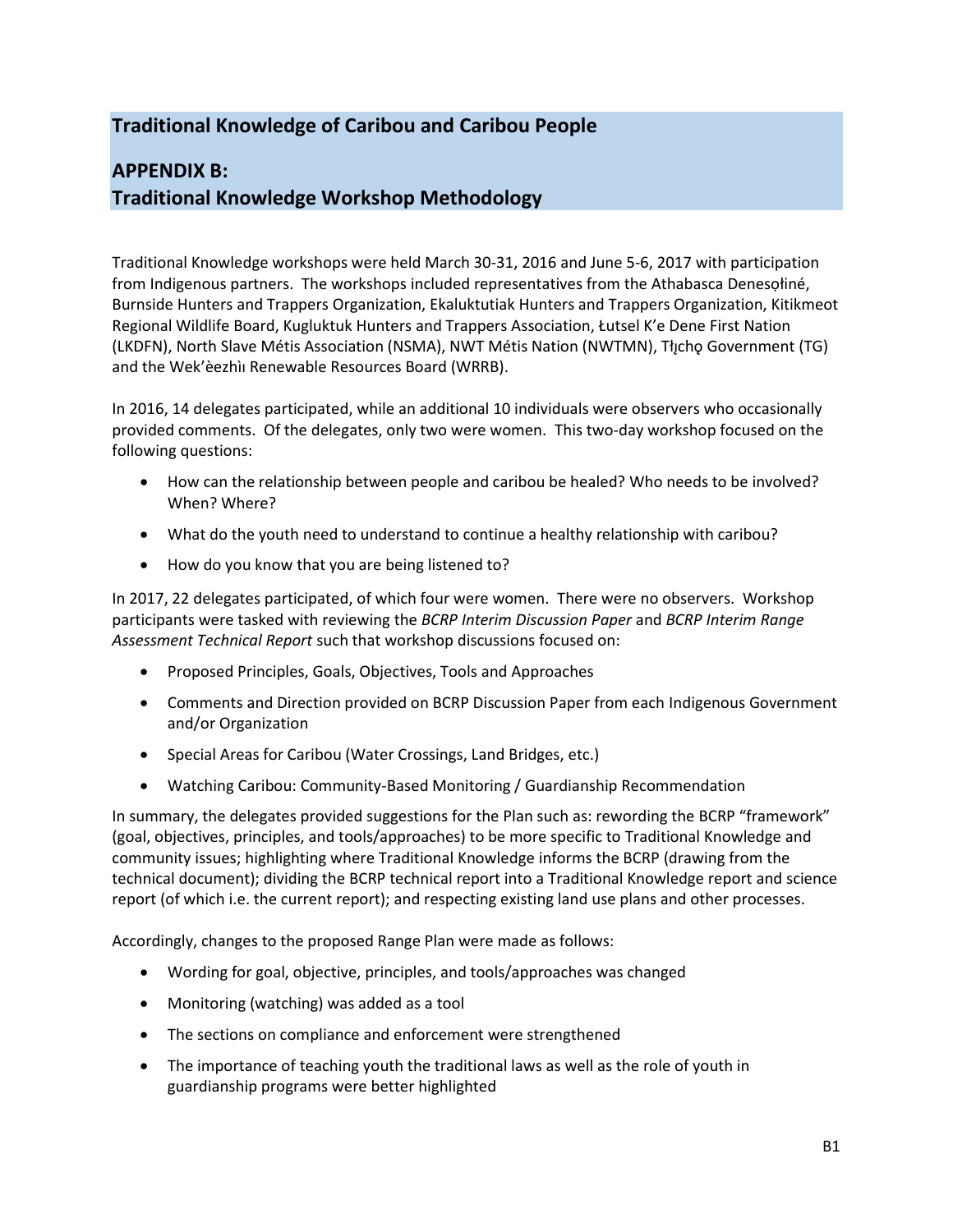## Traditional Knowledge of Caribou and Caribou People

## APPENDIX B:
## Traditional Knowledge Workshop Methodology

Traditional Knowledge workshops were held March 30-31, 2016 and June 5-6, 2017 with participation from Indigenous partners. The workshops included representatives from the Athabasca Denesųłiné, Burnside Hunters and Trappers Organization, Ekaluktutiak Hunters and Trappers Organization, Kitikmeot Regional Wildlife Board, Kugluktuk Hunters and Trappers Association, Łutsel K'e Dene First Nation (LKDFN), North Slave Métis Association (NSMA), NWT Métis Nation (NWTMN), Tłı̨chǫ Government (TG) and the Wek'èezhìı Renewable Resources Board (WRRB).

In 2016, 14 delegates participated, while an additional 10 individuals were observers who occasionally provided comments. Of the delegates, only two were women. This two-day workshop focused on the following questions:

- How can the relationship between people and caribou be healed? Who needs to be involved? When? Where?
- What do the youth need to understand to continue a healthy relationship with caribou?
- How do you know that you are being listened to?

In 2017, 22 delegates participated, of which four were women. There were no observers. Workshop participants were tasked with reviewing the *BCRP Interim Discussion Paper* and *BCRP Interim Range Assessment Technical Report* such that workshop discussions focused on:

- Proposed Principles, Goals, Objectives, Tools and Approaches
- Comments and Direction provided on BCRP Discussion Paper from each Indigenous Government and/or Organization
- Special Areas for Caribou (Water Crossings, Land Bridges, etc.)
- Watching Caribou: Community-Based Monitoring / Guardianship Recommendation

In summary, the delegates provided suggestions for the Plan such as: rewording the BCRP "framework" (goal, objectives, principles, and tools/approaches) to be more specific to Traditional Knowledge and community issues; highlighting where Traditional Knowledge informs the BCRP (drawing from the technical document); dividing the BCRP technical report into a Traditional Knowledge report and science report (of which i.e. the current report); and respecting existing land use plans and other processes.

Accordingly, changes to the proposed Range Plan were made as follows:

- Wording for goal, objective, principles, and tools/approaches was changed
- Monitoring (watching) was added as a tool
- The sections on compliance and enforcement were strengthened
- The importance of teaching youth the traditional laws as well as the role of youth in guardianship programs were better highlighted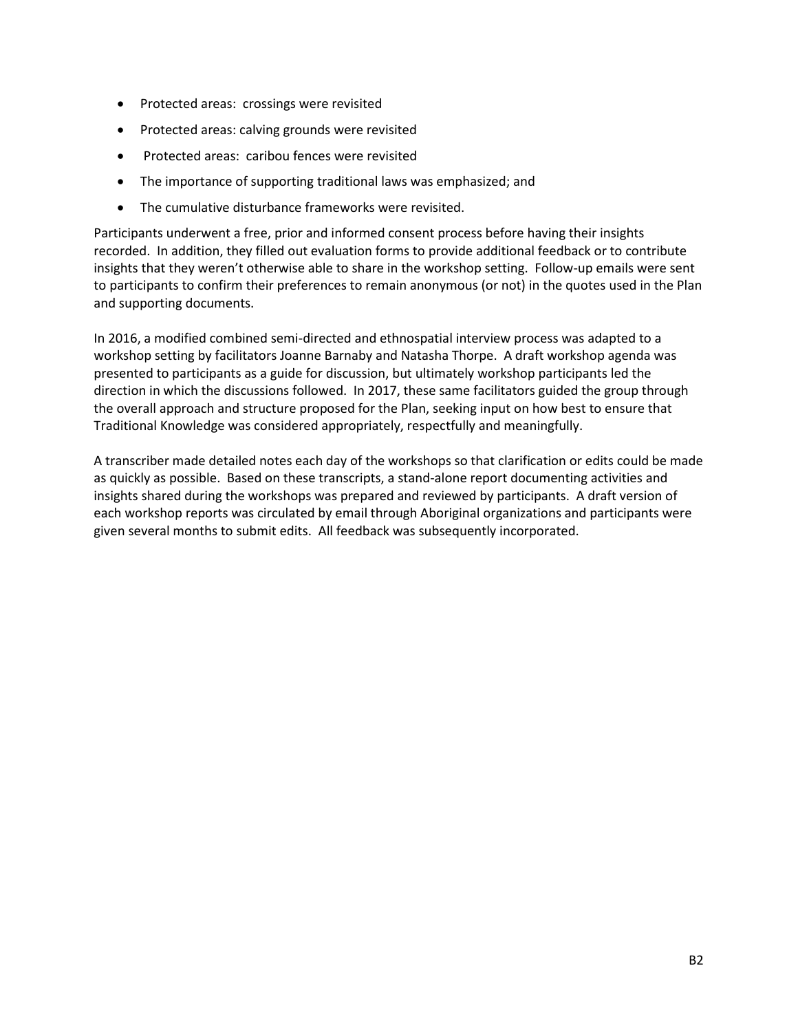- Protected areas: crossings were revisited
- Protected areas: calving grounds were revisited
- Protected areas: caribou fences were revisited
- The importance of supporting traditional laws was emphasized; and
- The cumulative disturbance frameworks were revisited.

Participants underwent a free, prior and informed consent process before having their insights recorded. In addition, they filled out evaluation forms to provide additional feedback or to contribute insights that they weren't otherwise able to share in the workshop setting. Follow-up emails were sent to participants to confirm their preferences to remain anonymous (or not) in the quotes used in the Plan and supporting documents.

In 2016, a modified combined semi-directed and ethnospatial interview process was adapted to a workshop setting by facilitators Joanne Barnaby and Natasha Thorpe. A draft workshop agenda was presented to participants as a guide for discussion, but ultimately workshop participants led the direction in which the discussions followed. In 2017, these same facilitators guided the group through the overall approach and structure proposed for the Plan, seeking input on how best to ensure that Traditional Knowledge was considered appropriately, respectfully and meaningfully.

A transcriber made detailed notes each day of the workshops so that clarification or edits could be made as quickly as possible. Based on these transcripts, a stand-alone report documenting activities and insights shared during the workshops was prepared and reviewed by participants. A draft version of each workshop reports was circulated by email through Aboriginal organizations and participants were given several months to submit edits. All feedback was subsequently incorporated.